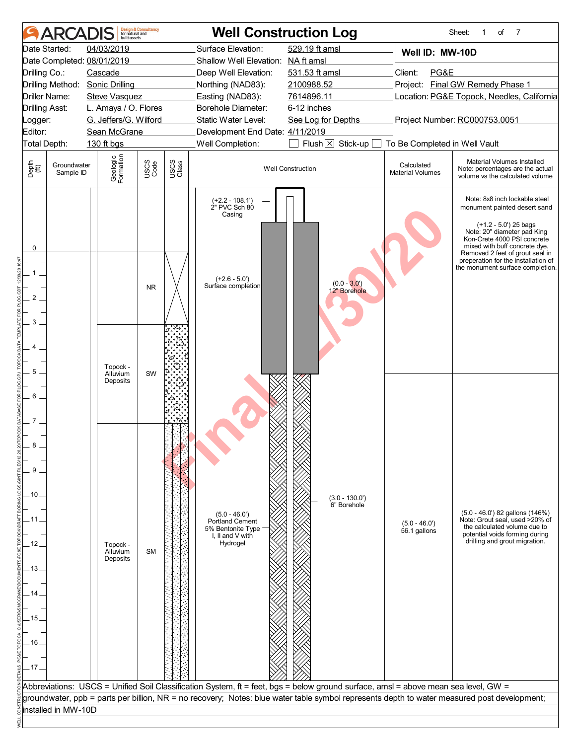# ARCADIS Well Construction Log

**Well ID: MW-10D**

| | | | |
|---|---|---|---|
| Date Started: | 04/03/2019 | Surface Elevation: | 529.19 ft amsl |
| Date Completed: | 08/01/2019 | Shallow Well Elevation: | NA ft amsl |
| Drilling Co.: | Cascade | Deep Well Elevation: | 531.53 ft amsl |
| Drilling Method: | Sonic Drilling | Northing (NAD83): | 2100988.52 |
| Driller Name: | Steve Vasquez | Easting (NAD83): | 7614896.11 |
| Drilling Asst: | L. Amaya / O. Flores | Borehole Diameter: | 6-12 inches |
| Logger: | G. Jeffers/G. Wilford | Static Water Level: | See Log for Depths |
| Editor: | Sean McGrane | Development End Date: | 4/11/2019 |
| Total Depth: | 130 ft bgs | Well Completion: | ☐ Flush ☒ Stick-up ☐ To Be Completed in Well Vault |

Client: PG&E
Project: Final GW Remedy Phase 1
Location: PG&E Topock, Needles, California
Project Number: RC000753.0051

| Depth (ft) | Groundwater Sample ID | Geologic Formation | USCS Code | USCS Class | Well Construction | Calculated Material Volumes | Material Volumes Installed (Note: percentages are the actual volume vs the calculated volume) |
|---|---|---|---|---|---|---|---|
| +2.6 – 0 | | | | | (+2.2 - 108.1') 2" PVC Sch 80 Casing; (+2.6 - 5.0') Surface completion | | Note: 8x8 inch lockable steel monument painted desert sand. (+1.2 - 5.0') 25 bags. Note: 20" diameter pad King Kon-Crete 4000 PSI concrete mixed with buff concrete dye. Removed 2 feet of grout seal in preparation for the installation of the monument surface completion. |
| 0 – 3 | | | NR | | (0.0 - 3.0') 12" Borehole | | |
| 3 – 7 | | Topock - Alluvium Deposits | SW | | | | |
| 7 – 17+ | | Topock - Alluvium Deposits | SM | | (5.0 - 46.0') Portland Cement 5% Bentonite Type I, II and V with Hydrogel; (3.0 - 130.0') 6" Borehole | (5.0 - 46.0') 56.1 gallons | (5.0 - 46.0') 82 gallons (146%) Note: Grout seal, used >20% of the calculated volume due to potential voids forming during drilling and grout migration. |

Abbreviations: USCS = Unified Soil Classification System, ft = feet, bgs = below ground surface, amsl = above mean sea level, GW = groundwater, ppb = parts per billion, NR = no recovery; Notes: blue water table symbol represents depth to water measured post development; installed in MW-10D

Final 12/30/20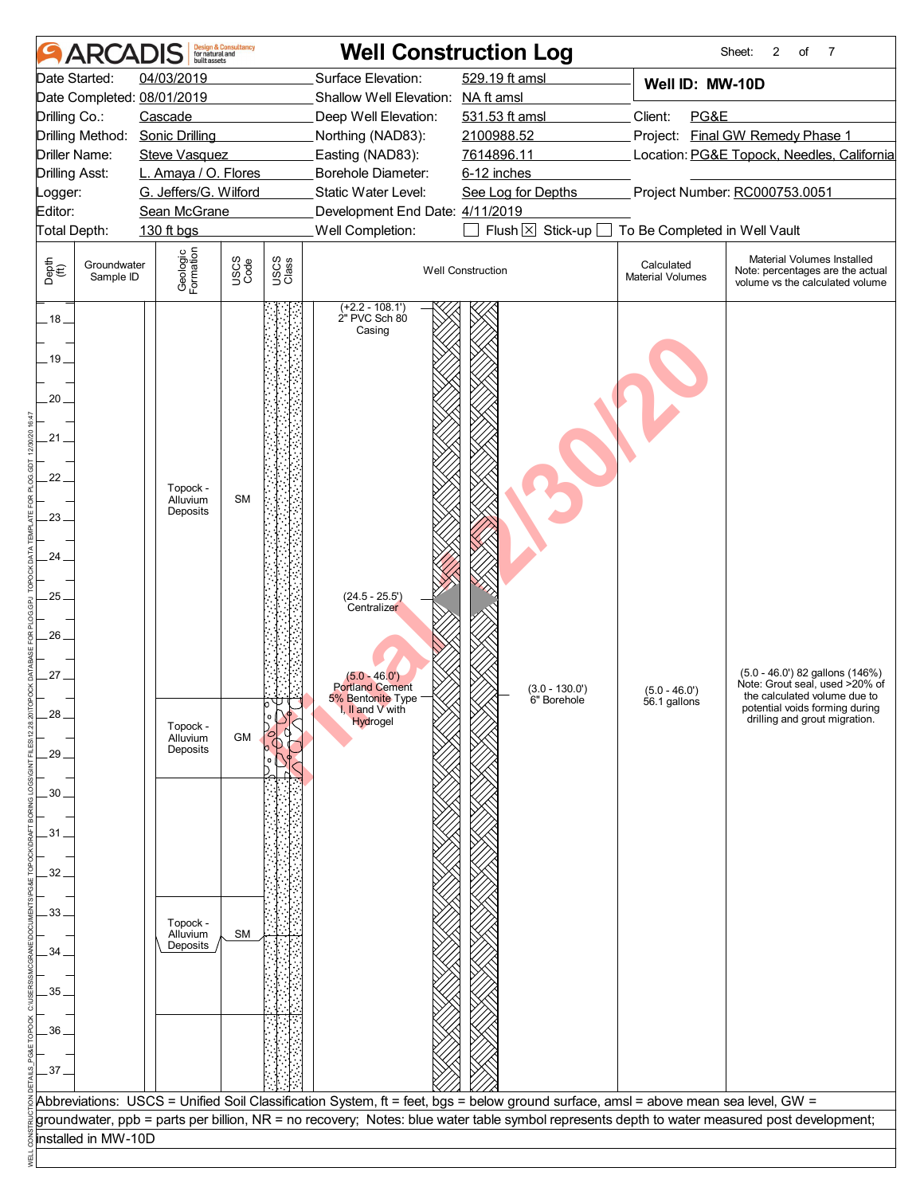# ARCADIS — Well Construction Log

Sheet: 2 of 7

| | | | |
|---|---|---|---|
| Date Started: | 04/03/2019 | Surface Elevation: | 529.19 ft amsl |
| Date Completed: | 08/01/2019 | Shallow Well Elevation: | NA ft amsl |
| Drilling Co.: | Cascade | Deep Well Elevation: | 531.53 ft amsl |
| Drilling Method: | Sonic Drilling | Northing (NAD83): | 2100988.52 |
| Driller Name: | Steve Vasquez | Easting (NAD83): | 7614896.11 |
| Drilling Asst: | L. Amaya / O. Flores | Borehole Diameter: | 6-12 inches |
| Logger: | G. Jeffers/G. Wilford | Static Water Level: | See Log for Depths |
| Editor: | Sean McGrane | Development End Date: | 4/11/2019 |
| Total Depth: | 130 ft bgs | Well Completion: | ☐ Flush ☒ Stick-up ☐ To Be Completed in Well Vault |

**Well ID: MW-10D**

Client: PG&E
Project: Final GW Remedy Phase 1
Location: PG&E Topock, Needles, California
Project Number: RC000753.0051

| Depth (ft) | Groundwater Sample ID | Geologic Formation | USCS Code | Well Construction | Calculated Material Volumes | Material Volumes Installed (Note: percentages are the actual volume vs the calculated volume) |
|---|---|---|---|---|---|---|
| 18–28 | | Topock - Alluvium Deposits | SM | (+2.2 - 108.1') 2" PVC Sch 80 Casing; (24.5 - 25.5') Centralizer; (5.0 - 46.0') Portland Cement 5% Bentonite Type I, II and V with Hydrogel; (3.0 - 130.0') 6" Borehole | (5.0 - 46.0') 56.1 gallons | (5.0 - 46.0') 82 gallons (146%) Note: Grout seal, used >20% of the calculated volume due to potential voids forming during drilling and grout migration. |
| 28–30 | | Topock - Alluvium Deposits | GM | | | |
| 30–33 | | | | | | |
| 33–35.5 | | Topock - Alluvium Deposits | SM | | | |
| 35.5–37 | | | | | | |

Abbreviations: USCS = Unified Soil Classification System, ft = feet, bgs = below ground surface, amsl = above mean sea level, GW = groundwater, ppb = parts per billion, NR = no recovery; Notes: blue water table symbol represents depth to water measured post development; installed in MW-10D

Final 12/30/20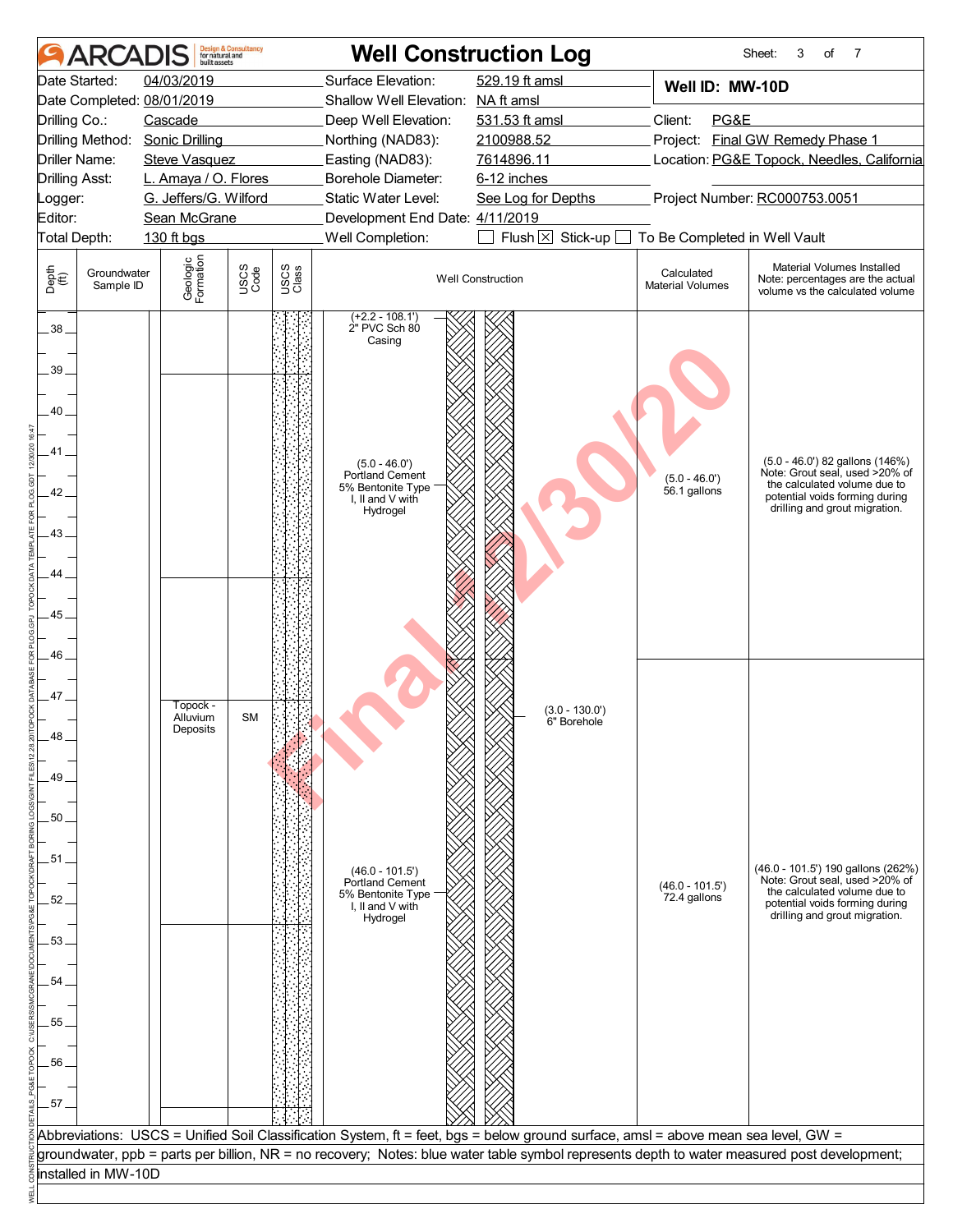# ARCADIS Well Construction Log

Sheet: 3 of 7

| | | | |
|---|---|---|---|
| Date Started: | 04/03/2019 | Surface Elevation: | 529.19 ft amsl |
| Date Completed: | 08/01/2019 | Shallow Well Elevation: | NA ft amsl |
| Drilling Co.: | Cascade | Deep Well Elevation: | 531.53 ft amsl |
| Drilling Method: | Sonic Drilling | Northing (NAD83): | 2100988.52 |
| Driller Name: | Steve Vasquez | Easting (NAD83): | 7614896.11 |
| Drilling Asst: | L. Amaya / O. Flores | Borehole Diameter: | 6-12 inches |
| Logger: | G. Jeffers/G. Wilford | Static Water Level: | See Log for Depths |
| Editor: | Sean McGrane | Development End Date: | 4/11/2019 |
| Total Depth: | 130 ft bgs | Well Completion: | ☐ Flush ☒ Stick-up ☐ To Be Completed in Well Vault |

**Well ID: MW-10D**

Client: PG&E

Project: Final GW Remedy Phase 1

Location: PG&E Topock, Needles, California

Project Number: RC000753.0051

| Depth (ft) | Groundwater Sample ID | Geologic Formation | USCS Code | USCS Class | Well Construction | Calculated Material Volumes | Material Volumes Installed Note: percentages are the actual volume vs the calculated volume |
|---|---|---|---|---|---|---|---|
| 38–46 | | | | | (+2.2 - 108.1') 2" PVC Sch 80 Casing; (5.0 - 46.0') Portland Cement 5% Bentonite Type I, II and V with Hydrogel | (5.0 - 46.0') 56.1 gallons | (5.0 - 46.0') 82 gallons (146%) Note: Grout seal, used >20% of the calculated volume due to potential voids forming during drilling and grout migration. |
| 46–57 | | Topock - Alluvium Deposits | SM | | (3.0 - 130.0') 6" Borehole; (46.0 - 101.5') Portland Cement 5% Bentonite Type I, II and V with Hydrogel | (46.0 - 101.5') 72.4 gallons | (46.0 - 101.5') 190 gallons (262%) Note: Grout seal, used >20% of the calculated volume due to potential voids forming during drilling and grout migration. |

Abbreviations: USCS = Unified Soil Classification System, ft = feet, bgs = below ground surface, amsl = above mean sea level, GW = groundwater, ppb = parts per billion, NR = no recovery; Notes: blue water table symbol represents depth to water measured post development; installed in MW-10D

Final 12/30/20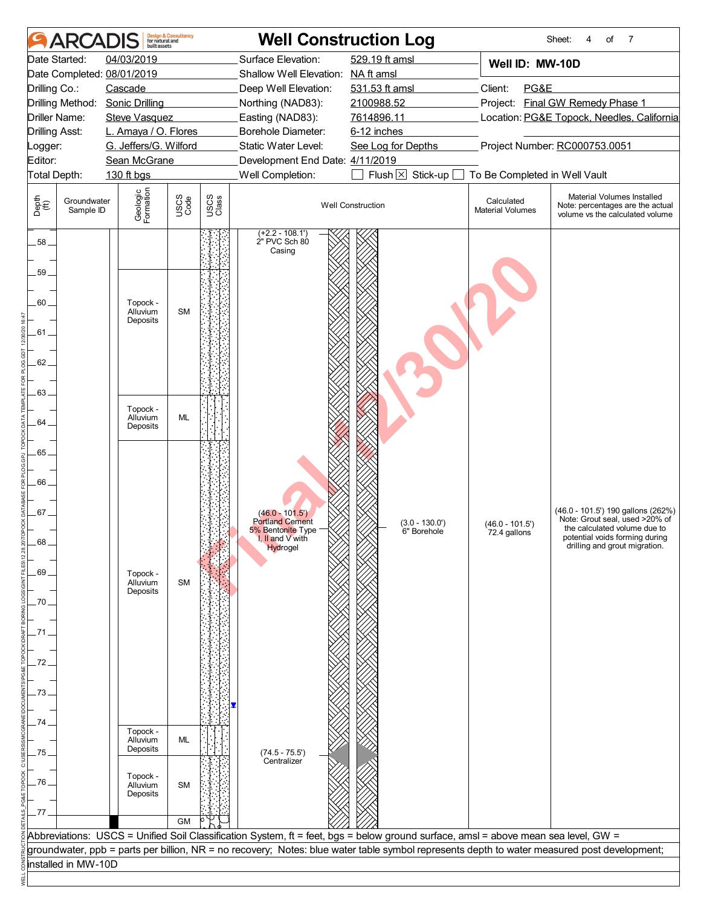# ARCADIS — Well Construction Log

| | | | | |
|---|---|---|---|---|
| Date Started: | 04/03/2019 | Surface Elevation: | 529.19 ft amsl | **Well ID: MW-10D** |
| Date Completed: | 08/01/2019 | Shallow Well Elevation: | NA ft amsl | |
| Drilling Co.: | Cascade | Deep Well Elevation: | 531.53 ft amsl | Client: PG&E |
| Drilling Method: | Sonic Drilling | Northing (NAD83): | 2100988.52 | Project: Final GW Remedy Phase 1 |
| Driller Name: | Steve Vasquez | Easting (NAD83): | 7614896.11 | Location: PG&E Topock, Needles, California |
| Drilling Asst: | L. Amaya / O. Flores | Borehole Diameter: | 6-12 inches | |
| Logger: | G. Jeffers/G. Wilford | Static Water Level: | See Log for Depths | Project Number: RC000753.0051 |
| Editor: | Sean McGrane | Development End Date: | 4/11/2019 | |
| Total Depth: | 130 ft bgs | Well Completion: | ☐ Flush ☒ Stick-up ☐ To Be Completed in Well Vault | |

| Depth (ft) | Groundwater Sample ID | Geologic Formation | USCS Code | Well Construction | Calculated Material Volumes | Material Volumes Installed (Note: percentages are the actual volume vs the calculated volume) |
|---|---|---|---|---|---|---|
| 58 – 59 | | | | (+2.2 - 108.1') 2" PVC Sch 80 Casing | | |
| 59 – 63.5 | | Topock - Alluvium Deposits | SM | | | |
| 63.5 – 65 | | Topock - Alluvium Deposits | ML | | | |
| 65 – 74 | | Topock - Alluvium Deposits | SM | (46.0 - 101.5') Portland Cement 5% Bentonite Type I, II and V with Hydrogel; (3.0 - 130.0') 6" Borehole | (46.0 - 101.5') 72.4 gallons | (46.0 - 101.5') 190 gallons (262%) Note: Grout seal, used >20% of the calculated volume due to potential voids forming during drilling and grout migration. |
| 74 – 75 | | Topock - Alluvium Deposits | ML | (74.5 - 75.5') Centralizer | | |
| 75 – 77 | | Topock - Alluvium Deposits | SM | | | |
| 77 | | | GM | | | |

Abbreviations: USCS = Unified Soil Classification System, ft = feet, bgs = below ground surface, amsl = above mean sea level, GW = groundwater, ppb = parts per billion, NR = no recovery; Notes: blue water table symbol represents depth to water measured post development; installed in MW-10D

Final 12/30/20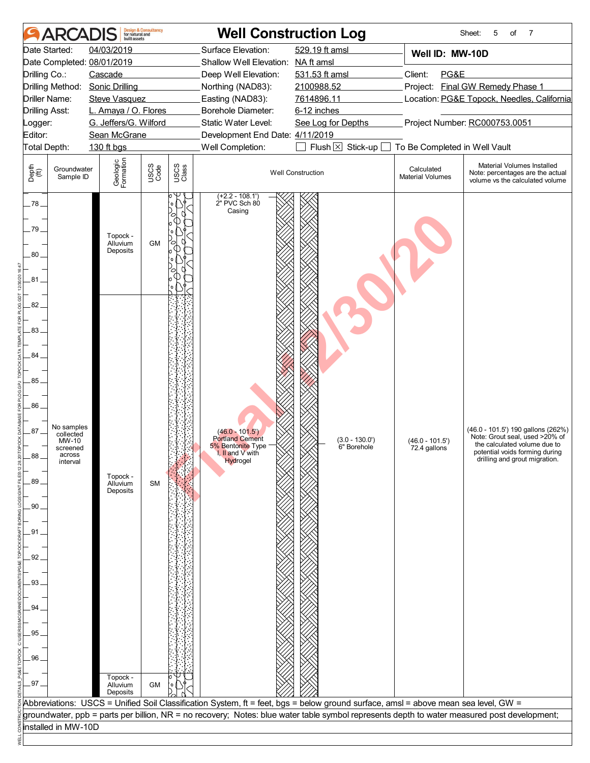# Well Construction Log

**ARCADIS** Design & Consultancy for natural and built assets

| | | | | | |
|---|---|---|---|---|---|
| Date Started: | 04/03/2019 | Surface Elevation: | 529.19 ft amsl | **Well ID: MW-10D** | |
| Date Completed: | 08/01/2019 | Shallow Well Elevation: | NA ft amsl | | |
| Drilling Co.: | Cascade | Deep Well Elevation: | 531.53 ft amsl | Client: | PG&E |
| Drilling Method: | Sonic Drilling | Northing (NAD83): | 2100988.52 | Project: | Final GW Remedy Phase 1 |
| Driller Name: | Steve Vasquez | Easting (NAD83): | 7614896.11 | Location: | PG&E Topock, Needles, California |
| Drilling Asst: | L. Amaya / O. Flores | Borehole Diameter: | 6-12 inches | | |
| Logger: | G. Jeffers/G. Wilford | Static Water Level: | See Log for Depths | Project Number: | RC000753.0051 |
| Editor: | Sean McGrane | Development End Date: | 4/11/2019 | | |
| Total Depth: | 130 ft bgs | Well Completion: | ☐ Flush ☒ Stick-up ☐ To Be Completed in Well Vault | | |

| Depth (ft) | Groundwater Sample ID | Geologic Formation | USCS Code | Well Construction | Calculated Material Volumes | Material Volumes Installed (Note: percentages are the actual volume vs the calculated volume) |
|---|---|---|---|---|---|---|
| 78–81 | No samples collected MW-10 screened across interval | Topock - Alluvium Deposits | GM | (+2.2 - 108.1') 2" PVC Sch 80 Casing | | |
| 81–97 | | Topock - Alluvium Deposits | SM | (46.0 - 101.5') Portland Cement 5% Bentonite Type I, II and V with Hydrogel; (3.0 - 130.0') 6" Borehole | (46.0 - 101.5') 72.4 gallons | (46.0 - 101.5') 190 gallons (262%) Note: Grout seal, used >20% of the calculated volume due to potential voids forming during drilling and grout migration. |
| 97 | | Topock - Alluvium Deposits | GM | | | |

Abbreviations: USCS = Unified Soil Classification System, ft = feet, bgs = below ground surface, amsl = above mean sea level, GW = groundwater, ppb = parts per billion, NR = no recovery; Notes: blue water table symbol represents depth to water measured post development; installed in MW-10D

Final 12/30/20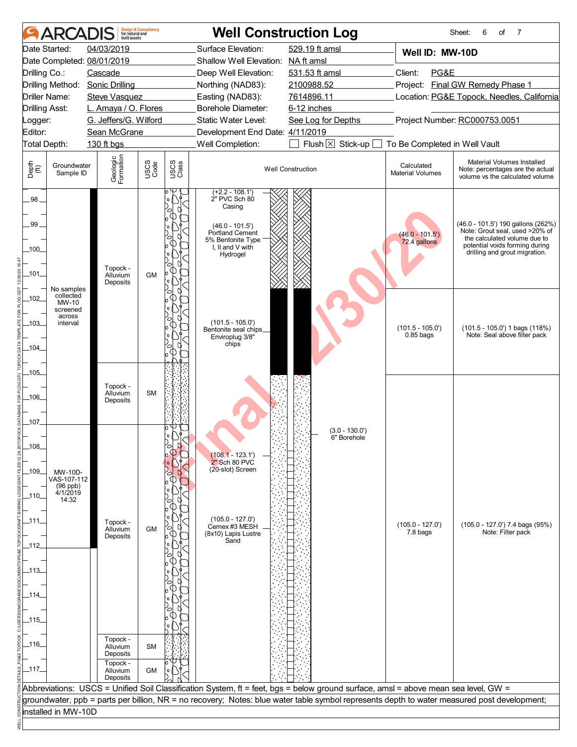# ARCADIS — Well Construction Log

Sheet: 6 of 7

| | | | |
|---|---|---|---|
| Date Started: | 04/03/2019 | Surface Elevation: | 529.19 ft amsl |
| Date Completed: | 08/01/2019 | Shallow Well Elevation: | NA ft amsl |
| Drilling Co.: | Cascade | Deep Well Elevation: | 531.53 ft amsl |
| Drilling Method: | Sonic Drilling | Northing (NAD83): | 2100988.52 |
| Driller Name: | Steve Vasquez | Easting (NAD83): | 7614896.11 |
| Drilling Asst: | L. Amaya / O. Flores | Borehole Diameter: | 6-12 inches |
| Logger: | G. Jeffers/G. Wilford | Static Water Level: | See Log for Depths |
| Editor: | Sean McGrane | Development End Date: | 4/11/2019 |
| Total Depth: | 130 ft bgs | Well Completion: | ☐ Flush ☒ Stick-up ☐ To Be Completed in Well Vault |

**Well ID: MW-10D**

Client: PG&E

Project: Final GW Remedy Phase 1

Location: PG&E Topock, Needles, California

Project Number: RC000753.0051

| Depth (ft) | Groundwater Sample ID | Geologic Formation | USCS Code | Well Construction | Calculated Material Volumes | Material Volumes Installed (Note: percentages are the actual volume vs the calculated volume) |
|---|---|---|---|---|---|---|
| 98–104.5 | No samples collected MW-10 screened across interval | Topock - Alluvium Deposits | GM | (+2.2 - 108.1') 2" PVC Sch 80 Casing; (46.0 - 101.5') Portland Cement 5% Bentonite Type I, II and V with Hydrogel | (46.0 - 101.5') 72.4 gallons | (46.0 - 101.5') 190 gallons (262%) Note: Grout seal, used >20% of the calculated volume due to potential voids forming during drilling and grout migration. |
| | | | | (101.5 - 105.0') Bentonite seal chips Enviroplug 3/8" chips | (101.5 - 105.0') 0.85 bags | (101.5 - 105.0') 1 bags (118%) Note: Seal above filter pack |
| 104.5–107 | | Topock - Alluvium Deposits | SM | (3.0 - 130.0') 6" Borehole | | |
| 107–116 | MW-10D-VAS-107-112 (96 ppb) 4/1/2019 14:32 | Topock - Alluvium Deposits | GM | (108.1 - 123.1') 2" Sch 80 PVC (20-slot) Screen; (105.0 - 127.0') Cemex #3 MESH (8x10) Lapis Lustre Sand | (105.0 - 127.0') 7.8 bags | (105.0 - 127.0') 7.4 bags (95%) Note: Filter pack |
| 116–117 | | Topock - Alluvium Deposits | SM | | | |
| 117 | | Topock - Alluvium Deposits | GM | | | |

Abbreviations: USCS = Unified Soil Classification System, ft = feet, bgs = below ground surface, amsl = above mean sea level, GW = groundwater, ppb = parts per billion, NR = no recovery; Notes: blue water table symbol represents depth to water measured post development; installed in MW-10D

Final 12/30/20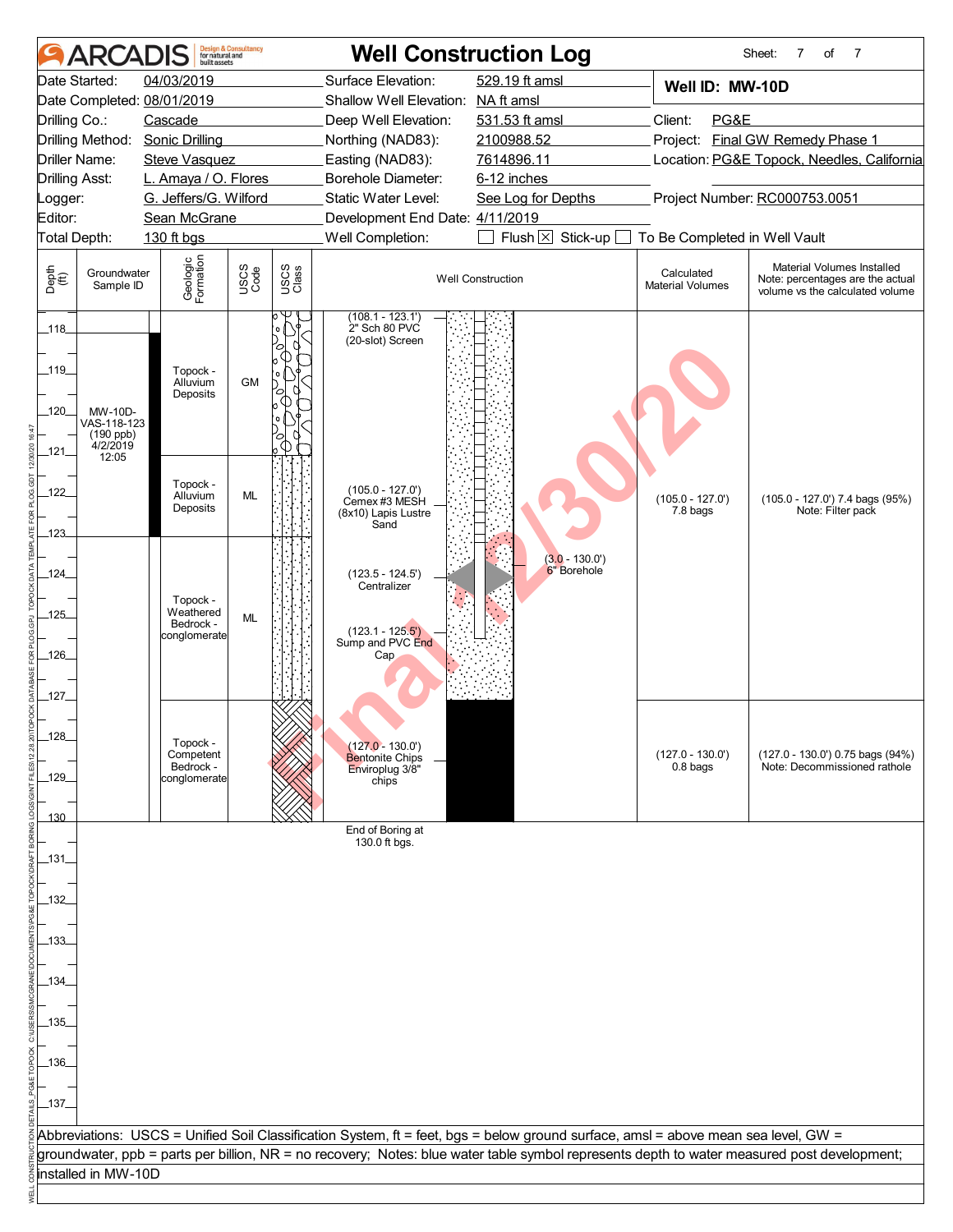# ARCADIS — Well Construction Log

Sheet: 7 of 7

| | | | |
|---|---|---|---|
| Date Started: | 04/03/2019 | Surface Elevation: | 529.19 ft amsl |
| Date Completed: | 08/01/2019 | Shallow Well Elevation: | NA ft amsl |
| Drilling Co.: | Cascade | Deep Well Elevation: | 531.53 ft amsl |
| Drilling Method: | Sonic Drilling | Northing (NAD83): | 2100988.52 |
| Driller Name: | Steve Vasquez | Easting (NAD83): | 7614896.11 |
| Drilling Asst: | L. Amaya / O. Flores | Borehole Diameter: | 6-12 inches |
| Logger: | G. Jeffers/G. Wilford | Static Water Level: | See Log for Depths |
| Editor: | Sean McGrane | Development End Date: | 4/11/2019 |
| Total Depth: | 130 ft bgs | Well Completion: | ☐ Flush ☒ Stick-up ☐ To Be Completed in Well Vault |

**Well ID: MW-10D**

Client: PG&E
Project: Final GW Remedy Phase 1
Location: PG&E Topock, Needles, California
Project Number: RC000753.0051

| Depth (ft) | Groundwater Sample ID | Geologic Formation | USCS Code | Well Construction | Calculated Material Volumes | Material Volumes Installed (Note: percentages are the actual volume vs the calculated volume) |
|---|---|---|---|---|---|---|
| 118–121 | MW-10D-VAS-118-123 (190 ppb) 4/2/2019 12:05 | Topock - Alluvium Deposits | GM | (108.1 - 123.1') 2" Sch 80 PVC (20-slot) Screen | | |
| 121–123 | | Topock - Alluvium Deposits | ML | (105.0 - 127.0') Cemex #3 MESH (8x10) Lapis Lustre Sand | (105.0 - 127.0') 7.8 bags | (105.0 - 127.0') 7.4 bags (95%) Note: Filter pack |
| 123–127 | | Topock - Weathered Bedrock - conglomerate | ML | (123.5 - 124.5') Centralizer; (123.1 - 125.5') Sump and PVC End Cap; (3.0 - 130.0') 6" Borehole | | |
| 127–130 | | Topock - Competent Bedrock - conglomerate | | (127.0 - 130.0') Bentonite Chips Enviroplug 3/8" chips | (127.0 - 130.0') 0.8 bags | (127.0 - 130.0') 0.75 bags (94%) Note: Decommissioned rathole |

End of Boring at 130.0 ft bgs.

Abbreviations: USCS = Unified Soil Classification System, ft = feet, bgs = below ground surface, amsl = above mean sea level, GW = groundwater, ppb = parts per billion, NR = no recovery; Notes: blue water table symbol represents depth to water measured post development; installed in MW-10D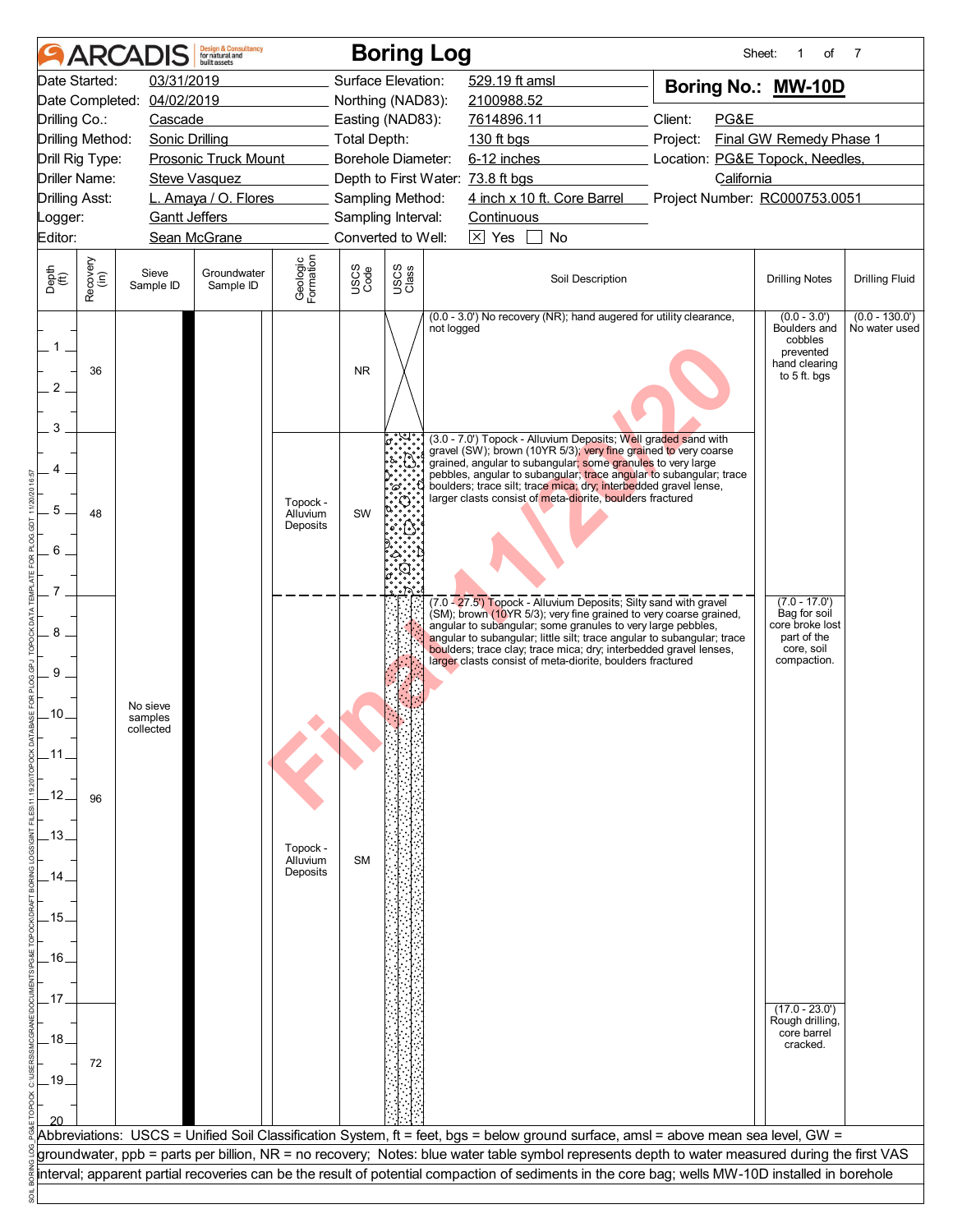# Boring Log

**Boring No.: MW-10D**

| | | | |
|---|---|---|---|
| Date Started: | 03/31/2019 | Surface Elevation: | 529.19 ft amsl |
| Date Completed: | 04/02/2019 | Northing (NAD83): | 2100988.52 |
| Drilling Co.: | Cascade | Easting (NAD83): | 7614896.11 |
| Drilling Method: | Sonic Drilling | Total Depth: | 130 ft bgs |
| Drill Rig Type: | Prosonic Truck Mount | Borehole Diameter: | 6-12 inches |
| Driller Name: | Steve Vasquez | Depth to First Water: | 73.8 ft bgs |
| Drilling Asst: | L. Amaya / O. Flores | Sampling Method: | 4 inch x 10 ft. Core Barrel |
| Logger: | Gantt Jeffers | Sampling Interval: | Continuous |
| Editor: | Sean McGrane | Converted to Well: | [X] Yes [ ] No |

Client: PG&E
Project: Final GW Remedy Phase 1
Location: PG&E Topock, Needles, California
Project Number: RC000753.0051

| Depth (ft) | Recovery (in) | Sieve Sample ID | Groundwater Sample ID | Geologic Formation | USCS Code | Soil Description | Drilling Notes | Drilling Fluid |
|---|---|---|---|---|---|---|---|---|
| 0 - 3 | 36 | | | | NR | (0.0 - 3.0') No recovery (NR); hand augered for utility clearance, not logged | (0.0 - 3.0') Boulders and cobbles prevented hand clearing to 5 ft. bgs | (0.0 - 130.0') No water used |
| 3 - 7 | 48 | | | Topock - Alluvium Deposits | SW | (3.0 - 7.0') Topock - Alluvium Deposits; Well graded sand with gravel (SW); brown (10YR 5/3); very fine grained to very coarse grained, angular to subangular; some granules to very large pebbles, angular to subangular; trace angular to subangular; trace boulders; trace silt; trace mica; dry; interbedded gravel lense, larger clasts consist of meta-diorite, boulders fractured | | |
| 7 - 17 | 96 | No sieve samples collected | | Topock - Alluvium Deposits | SM | (7.0 - 27.5') Topock - Alluvium Deposits; Silty sand with gravel (SM); brown (10YR 5/3); very fine grained to very coarse grained, angular to subangular; some granules to very large pebbles, angular to subangular; little silt; trace angular to subangular; trace boulders; trace clay; trace mica; dry; interbedded gravel lenses, larger clasts consist of meta-diorite, boulders fractured | (7.0 - 17.0') Bag for soil core broke lost part of the core, soil compaction. | |
| 17 - 20 | 72 | | | | | | (17.0 - 23.0') Rough drilling, core barrel cracked. | |

Abbreviations: USCS = Unified Soil Classification System, ft = feet, bgs = below ground surface, amsl = above mean sea level, GW = groundwater, ppb = parts per billion, NR = no recovery; Notes: blue water table symbol represents depth to water measured during the first VAS interval; apparent partial recoveries can be the result of potential compaction of sediments in the core bag; wells MW-10D installed in borehole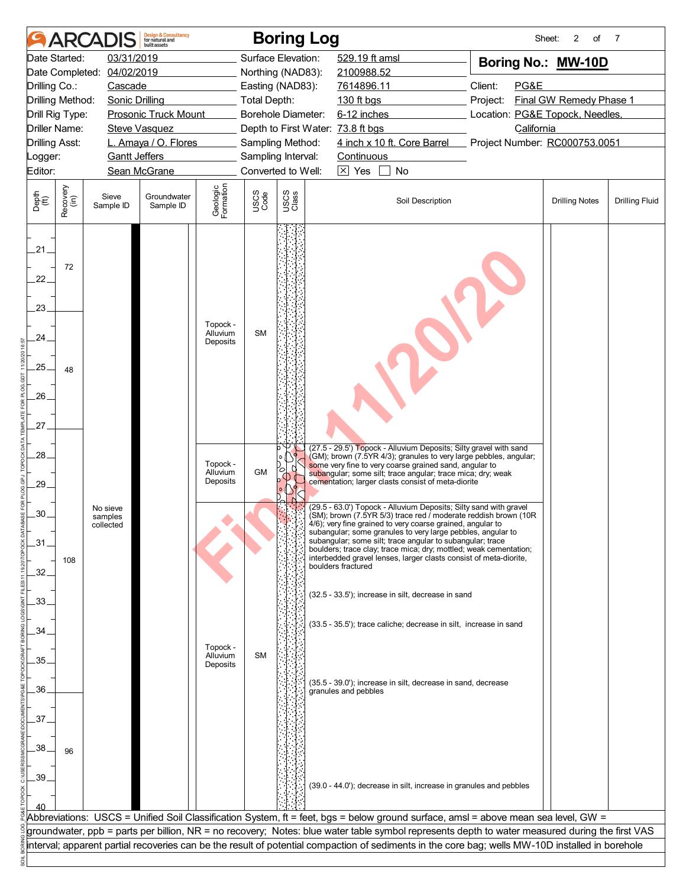# ARCADIS Boring Log

**Boring No.: MW-10D**

| | | | | | |
|---|---|---|---|---|---|
| Date Started: | 03/31/2019 | Surface Elevation: | 529.19 ft amsl | Client: | PG&E |
| Date Completed: | 04/02/2019 | Northing (NAD83): | 2100988.52 | Project: | Final GW Remedy Phase 1 |
| Drilling Co.: | Cascade | Easting (NAD83): | 7614896.11 | Location: | PG&E Topock, Needles, California |
| Drilling Method: | Sonic Drilling | Total Depth: | 130 ft bgs | Project Number: | RC000753.0051 |
| Drill Rig Type: | Prosonic Truck Mount | Borehole Diameter: | 6-12 inches | | |
| Driller Name: | Steve Vasquez | Depth to First Water: | 73.8 ft bgs | | |
| Drilling Asst: | L. Amaya / O. Flores | Sampling Method: | 4 inch x 10 ft. Core Barrel | | |
| Logger: | Gantt Jeffers | Sampling Interval: | Continuous | | |
| Editor: | Sean McGrane | Converted to Well: | [X] Yes [ ] No | | |

| Depth (ft) | Recovery (in) | Sieve Sample ID | Groundwater Sample ID | Geologic Formation | USCS Code | Soil Description | Drilling Notes | Drilling Fluid |
|---|---|---|---|---|---|---|---|---|
| 21–23 | 72 | | | | | | | |
| 23–27.5 | 48 | | | Topock - Alluvium Deposits | SM | | | |
| 27.5–29.5 | | | | Topock - Alluvium Deposits | GM | (27.5 - 29.5') Topock - Alluvium Deposits; Silty gravel with sand (GM); brown (7.5YR 4/3); granules to very large pebbles, angular; some very fine to very coarse grained sand, angular to subangular; some silt; trace angular; trace mica; dry; weak cementation; larger clasts consist of meta-diorite | | |
| 29.5–36.5 | 108 | No sieve samples collected | | Topock - Alluvium Deposits | SM | (29.5 - 63.0') Topock - Alluvium Deposits; Silty sand with gravel (SM); brown (7.5YR 5/3) trace red / moderate reddish brown (10R 4/6); very fine grained to very coarse grained, angular to subangular; some granules to very large pebbles, angular to subangular; some silt; trace angular to subangular; trace boulders; trace clay; trace mica; dry; mottled; weak cementation; interbedded gravel lenses, larger clasts consist of meta-diorite, boulders fractured<br><br>(32.5 - 33.5'); increase in silt, decrease in sand<br><br>(33.5 - 35.5'); trace caliche; decrease in silt, increase in sand<br><br>(35.5 - 39.0'); increase in silt, decrease in sand, decrease granules and pebbles | | |
| 36.5–40 | 96 | | | | | (39.0 - 44.0'); decrease in silt, increase in granules and pebbles | | |

Abbreviations: USCS = Unified Soil Classification System, ft = feet, bgs = below ground surface, amsl = above mean sea level, GW = groundwater, ppb = parts per billion, NR = no recovery; Notes: blue water table symbol represents depth to water measured during the first VAS interval; apparent partial recoveries can be the result of potential compaction of sediments in the core bag; wells MW-10D installed in borehole

Final 11/20/20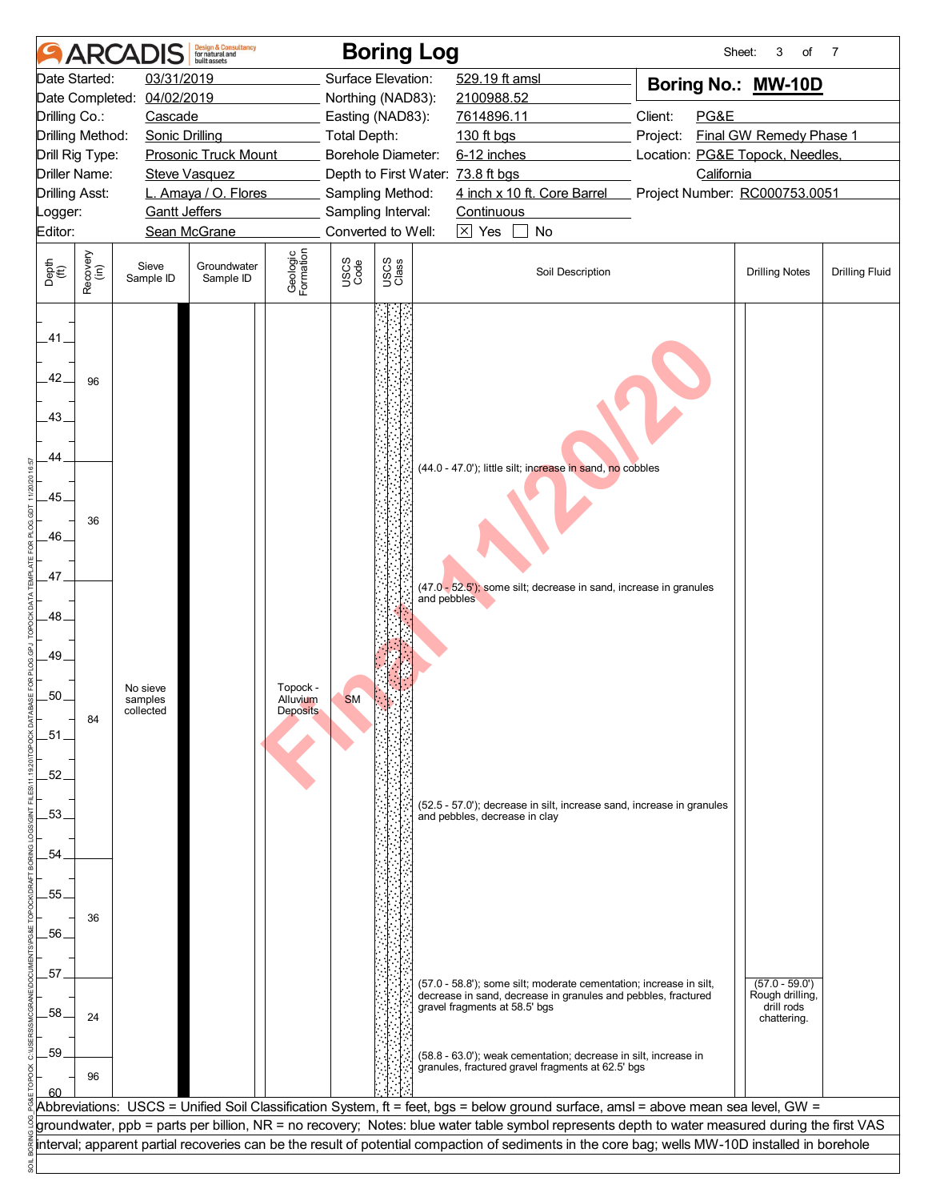# ARCADIS Boring Log

**Boring No.: MW-10D**

| | | | | | |
|---|---|---|---|---|---|
| Date Started: | 03/31/2019 | Surface Elevation: | 529.19 ft amsl | Client: | PG&E |
| Date Completed: | 04/02/2019 | Northing (NAD83): | 2100988.52 | Project: | Final GW Remedy Phase 1 |
| Drilling Co.: | Cascade | Easting (NAD83): | 7614896.11 | Location: | PG&E Topock, Needles, California |
| Drilling Method: | Sonic Drilling | Total Depth: | 130 ft bgs | Project Number: | RC000753.0051 |
| Drill Rig Type: | Prosonic Truck Mount | Borehole Diameter: | 6-12 inches | | |
| Driller Name: | Steve Vasquez | Depth to First Water: | 73.8 ft bgs | | |
| Drilling Asst: | L. Amaya / O. Flores | Sampling Method: | 4 inch x 10 ft. Core Barrel | | |
| Logger: | Gantt Jeffers | Sampling Interval: | Continuous | | |
| Editor: | Sean McGrane | Converted to Well: | ☒ Yes ☐ No | | |

| Depth (ft) | Recovery (in) | Sieve Sample ID | Groundwater Sample ID | Geologic Formation | USCS Code | Soil Description | Drilling Notes | Drilling Fluid |
|---|---|---|---|---|---|---|---|---|
| 40–44 | 96 | No sieve samples collected | | Topock - Alluvium Deposits | SM | | | |
| 44–47 | 36 | | | | | (44.0 - 47.0'); little silt; increase in sand, no cobbles | | |
| 47–54 | 84 | | | | | (47.0 - 52.5'); some silt; decrease in sand, increase in granules and pebbles | | |
| | | | | | | (52.5 - 57.0'); decrease in silt, increase sand, increase in granules and pebbles, decrease in clay | | |
| 54–57 | 36 | | | | | | | |
| 57–59 | 24 | | | | | (57.0 - 58.8'); some silt; moderate cementation; increase in silt, decrease in sand, decrease in granules and pebbles, fractured gravel fragments at 58.5' bgs | (57.0 - 59.0') Rough drilling, drill rods chattering. | |
| 59–60 | 96 | | | | | (58.8 - 63.0'); weak cementation; decrease in silt, increase in granules, fractured gravel fragments at 62.5' bgs | | |

Abbreviations: USCS = Unified Soil Classification System, ft = feet, bgs = below ground surface, amsl = above mean sea level, GW = groundwater, ppb = parts per billion, NR = no recovery; Notes: blue water table symbol represents depth to water measured during the first VAS interval; apparent partial recoveries can be the result of potential compaction of sediments in the core bag; wells MW-10D installed in borehole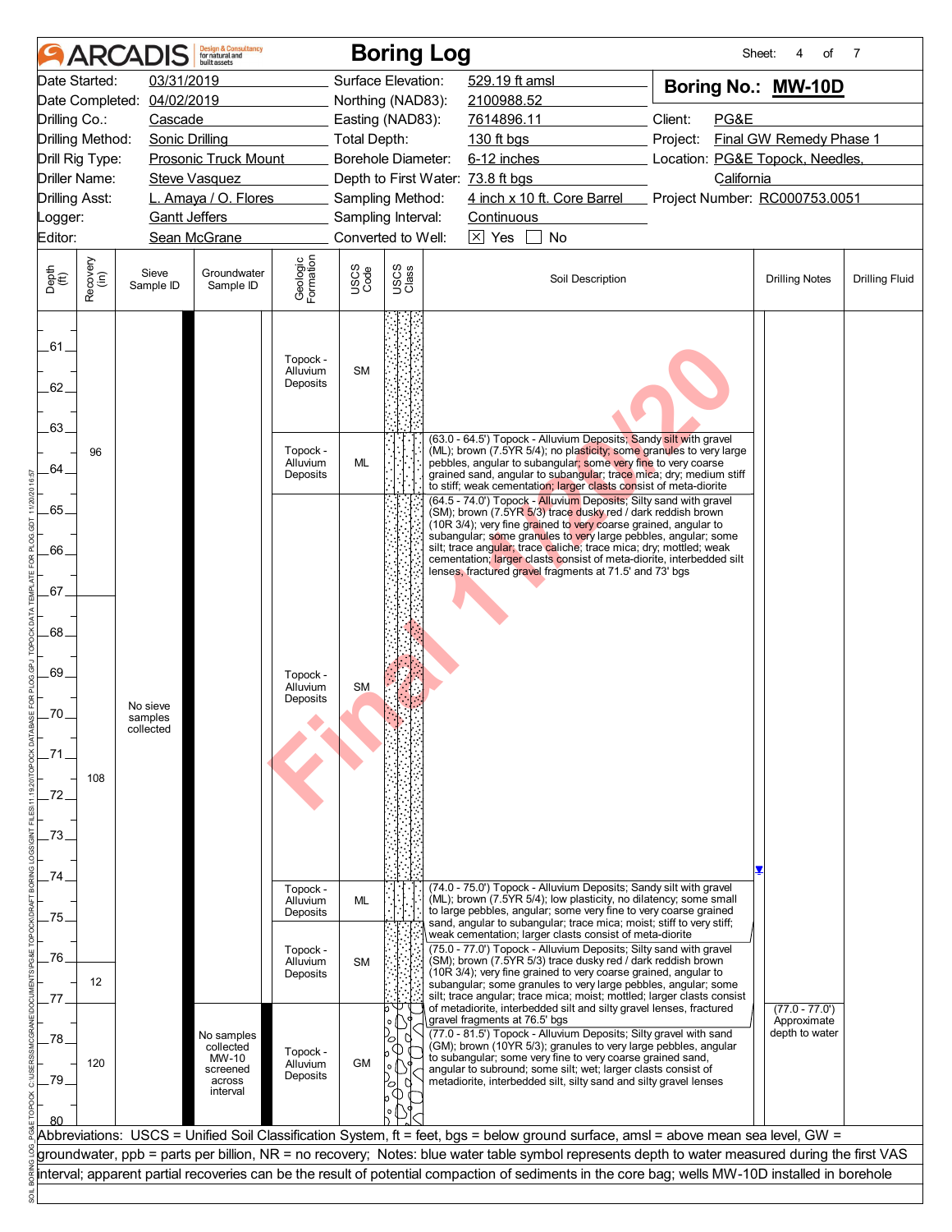# Boring Log

Sheet: 4 of 7

| | | | |
|---|---|---|---|
| Date Started: | 03/31/2019 | Surface Elevation: | 529.19 ft amsl |
| Date Completed: | 04/02/2019 | Northing (NAD83): | 2100988.52 |
| Drilling Co.: | Cascade | Easting (NAD83): | 7614896.11 |
| Drilling Method: | Sonic Drilling | Total Depth: | 130 ft bgs |
| Drill Rig Type: | Prosonic Truck Mount | Borehole Diameter: | 6-12 inches |
| Driller Name: | Steve Vasquez | Depth to First Water: | 73.8 ft bgs |
| Drilling Asst: | L. Amaya / O. Flores | Sampling Method: | 4 inch x 10 ft. Core Barrel |
| Logger: | Gantt Jeffers | Sampling Interval: | Continuous |
| Editor: | Sean McGrane | Converted to Well: | [X] Yes [ ] No |

**Boring No.: MW-10D**

Client: PG&E
Project: Final GW Remedy Phase 1
Location: PG&E Topock, Needles, California
Project Number: RC000753.0051

| Depth (ft) | Recovery (in) | Sieve Sample ID | Groundwater Sample ID | Geologic Formation | USCS Code | USCS Class | Soil Description | Drilling Notes | Drilling Fluid |
|---|---|---|---|---|---|---|---|---|---|
| 61–63 | | | | Topock - Alluvium Deposits | SM | | | | |
| 63–64.5 | 96 | | | Topock - Alluvium Deposits | ML | | (63.0 - 64.5') Topock - Alluvium Deposits; Sandy silt with gravel (ML); brown (7.5YR 5/4); no plasticity; some granules to very large pebbles, angular to subangular; some very fine to very coarse grained sand, angular to subangular; trace mica; dry; medium stiff to stiff; weak cementation; larger clasts consist of meta-diorite | | |
| 64.5–74 | 108 | No sieve samples collected | | Topock - Alluvium Deposits | SM | | (64.5 - 74.0') Topock - Alluvium Deposits; Silty sand with gravel (SM); brown (7.5YR 5/3) trace dusky red / dark reddish brown (10R 3/4); very fine grained to very coarse grained, angular to subangular; some granules to very large pebbles, angular; some silt; trace angular; trace caliche; trace mica; dry; mottled; weak cementation; larger clasts consist of meta-diorite, interbedded silt lenses, fractured gravel fragments at 71.5' and 73' bgs | | |
| 74–75 | | | | Topock - Alluvium Deposits | ML | | (74.0 - 75.0') Topock - Alluvium Deposits; Sandy silt with gravel (ML); brown (7.5YR 5/4); low plasticity, no dilatency; some small to large pebbles, angular; some very fine to very coarse grained sand, angular to subangular; trace mica; moist; stiff to very stiff; weak cementation; larger clasts consist of meta-diorite | | |
| 75–77 | 12 | | | Topock - Alluvium Deposits | SM | | (75.0 - 77.0') Topock - Alluvium Deposits; Silty sand with gravel (SM); brown (7.5YR 5/3) trace dusky red / dark reddish brown (10R 3/4); very fine to very coarse grained, angular to subangular; some granules to very large pebbles, angular; some silt; trace angular; trace mica; moist; mottled; larger clasts consist of metadiorite, interbedded silt and silty gravel lenses, fractured gravel fragments at 76.5' bgs | | |
| 77–80 | 120 | | No samples collected MW-10 screened across interval | Topock - Alluvium Deposits | GM | | (77.0 - 81.5') Topock - Alluvium Deposits; Silty gravel with sand (GM); brown (10YR 5/3); granules to very large pebbles, angular to subangular; some very fine to very coarse grained sand, angular to subround; some silt; wet; larger clasts consist of metadiorite, interbedded silt, silty sand and silty gravel lenses | (77.0 - 77.0') Approximate depth to water | |

Abbreviations: USCS = Unified Soil Classification System, ft = feet, bgs = below ground surface, amsl = above mean sea level, GW = groundwater, ppb = parts per billion, NR = no recovery; Notes: blue water table symbol represents depth to water measured during the first VAS interval; apparent partial recoveries can be the result of potential compaction of sediments in the core bag; wells MW-10D installed in borehole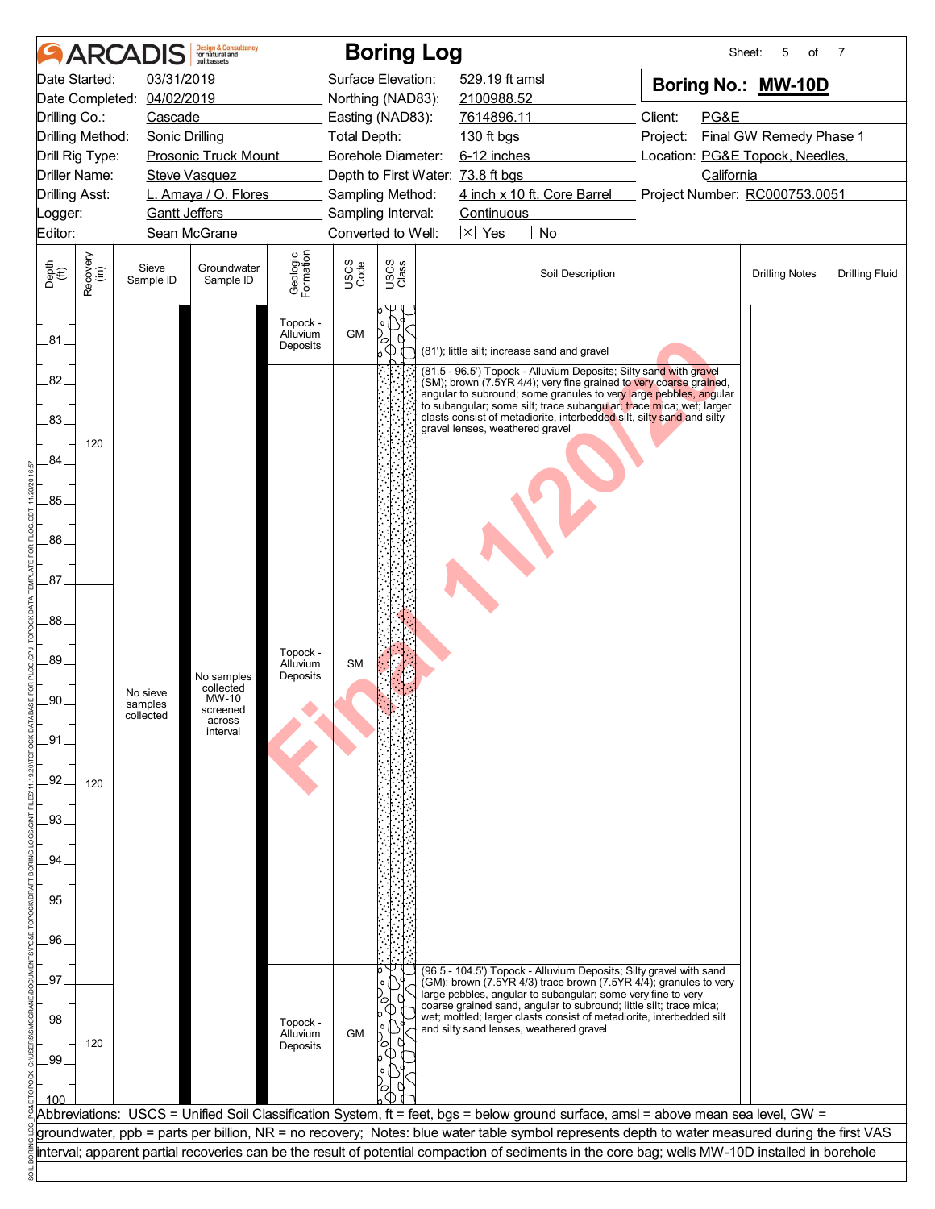# ARCADIS Boring Log

| | | | | | |
|---|---|---|---|---|---|
| Date Started: | 03/31/2019 | Surface Elevation: | 529.19 ft amsl | **Boring No.: MW-10D** | |
| Date Completed: | 04/02/2019 | Northing (NAD83): | 2100988.52 | | |
| Drilling Co.: | Cascade | Easting (NAD83): | 7614896.11 | Client: | PG&E |
| Drilling Method: | Sonic Drilling | Total Depth: | 130 ft bgs | Project: | Final GW Remedy Phase 1 |
| Drill Rig Type: | Prosonic Truck Mount | Borehole Diameter: | 6-12 inches | Location: | PG&E Topock, Needles, California |
| Driller Name: | Steve Vasquez | Depth to First Water: | 73.8 ft bgs | | |
| Drilling Asst: | L. Amaya / O. Flores | Sampling Method: | 4 inch x 10 ft. Core Barrel | Project Number: | RC000753.0051 |
| Logger: | Gantt Jeffers | Sampling Interval: | Continuous | | |
| Editor: | Sean McGrane | Converted to Well: | ☒ Yes ☐ No | | |

| Depth (ft) | Recovery (in) | Sieve Sample ID | Groundwater Sample ID | Geologic Formation | USCS Code | Soil Description | Drilling Notes | Drilling Fluid |
|---|---|---|---|---|---|---|---|---|
| 80 - 81.5 | 120 | No sieve samples collected | No samples collected MW-10 screened across interval | Topock - Alluvium Deposits | GM | (81'); little silt; increase sand and gravel | | |
| 81.5 - 96.5 | 120 | | | Topock - Alluvium Deposits | SM | (81.5 - 96.5') Topock - Alluvium Deposits; Silty sand with gravel (SM); brown (7.5YR 4/4); very fine grained to very coarse grained, angular to subround; some granules to very large pebbles, angular to subangular; some silt; trace subangular; trace mica; wet; larger clasts consist of metadiorite, interbedded silt, silty sand and silty gravel lenses, weathered gravel | | |
| 96.5 - 100 | 120 | | | Topock - Alluvium Deposits | GM | (96.5 - 104.5') Topock - Alluvium Deposits; Silty gravel with sand (GM); brown (7.5YR 4/3) trace brown (7.5YR 4/4); granules to very large pebbles, angular to subangular; some very fine to very coarse grained sand, angular to subround; little silt; trace mica; wet; mottled; larger clasts consist of metadiorite, interbedded silt and silty sand lenses, weathered gravel | | |

Abbreviations: USCS = Unified Soil Classification System, ft = feet, bgs = below ground surface, amsl = above mean sea level, GW = groundwater, ppb = parts per billion, NR = no recovery; Notes: blue water table symbol represents depth to water measured during the first VAS interval; apparent partial recoveries can be the result of potential compaction of sediments in the core bag; wells MW-10D installed in borehole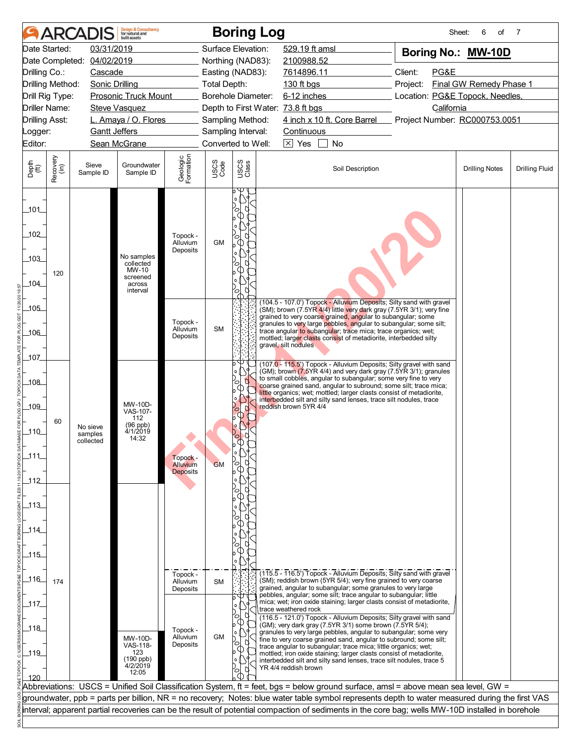# ARCADIS Boring Log

Sheet: 6 of 7

| | | | |
|---|---|---|---|
| Date Started: | 03/31/2019 | Surface Elevation: | 529.19 ft amsl |
| Date Completed: | 04/02/2019 | Northing (NAD83): | 2100988.52 |
| Drilling Co.: | Cascade | Easting (NAD83): | 7614896.11 |
| Drilling Method: | Sonic Drilling | Total Depth: | 130 ft bgs |
| Drill Rig Type: | Prosonic Truck Mount | Borehole Diameter: | 6-12 inches |
| Driller Name: | Steve Vasquez | Depth to First Water: | 73.8 ft bgs |
| Drilling Asst: | L. Amaya / O. Flores | Sampling Method: | 4 inch x 10 ft. Core Barrel |
| Logger: | Gantt Jeffers | Sampling Interval: | Continuous |
| Editor: | Sean McGrane | Converted to Well: | ☒ Yes ☐ No |

**Boring No.: MW-10D**

Client: PG&E
Project: Final GW Remedy Phase 1
Location: PG&E Topock, Needles, California
Project Number: RC000753.0051

| Depth (ft) | Recovery (in) | Sieve Sample ID | Groundwater Sample ID | Geologic Formation | USCS Code | Soil Description | Drilling Notes | Drilling Fluid |
|---|---|---|---|---|---|---|---|---|
| 101–104.5 | 120 | No sieve samples collected | No samples collected MW-10 screened across interval | Topock - Alluvium Deposits | GM | | | |
| 104.5–107.0 | | | | Topock - Alluvium Deposits | SM | (104.5 - 107.0') Topock - Alluvium Deposits; Silty sand with gravel (SM); brown (7.5YR 4/4) little very dark gray (7.5YR 3/1); very fine grained to very coarse grained, angular to subangular; some granules to very large pebbles, angular to subangular; some silt; trace angular to subangular; trace mica; trace organics; wet; mottled; larger clasts consist of metadiorite, interbedded silty gravel, silt nodules | | |
| 107.0–115.5 | 60 | | MW-10D-VAS-107-112 (96 ppb) 4/1/2019 14:32 | Topock - Alluvium Deposits | GM | (107.0 - 115.5') Topock - Alluvium Deposits; Silty gravel with sand (GM); brown (7.5YR 4/4) and very dark gray (7.5YR 3/1); granules to small cobbles, angular to subangular; some very fine to very coarse grained sand, angular to subround; some silt; trace mica; little organics; wet; mottled; larger clasts consist of metadiorite, interbedded silt and silty sand lenses, trace silt nodules, trace reddish brown 5YR 4/4 | | |
| 115.5–116.5 | 174 | | | Topock - Alluvium Deposits | SM | (115.5 - 116.5') Topock - Alluvium Deposits; Silty sand with gravel (SM); reddish brown (5YR 5/4); very fine grained to very coarse grained, angular to subangular; some granules to very large pebbles, angular; some silt; trace angular to subangular; little mica; wet; iron oxide staining; larger clasts consist of metadiorite, trace weathered rock | | |
| 116.5–120 | | | MW-10D-VAS-118-123 (190 ppb) 4/2/2019 12:05 | Topock - Alluvium Deposits | GM | (116.5 - 121.0') Topock - Alluvium Deposits; Silty gravel with sand (GM); very dark gray (7.5YR 3/1) some brown (7.5YR 5/4); granules to very large pebbles, angular to subangular; some very fine to very coarse grained sand, angular to subround; some silt; trace angular to subangular; trace mica; little organics; wet; mottled; iron oxide staining; larger clasts consist of metadiorite, interbedded silt and silty sand lenses, trace silt nodules, trace 5 YR 4/4 reddish brown | | |

Abbreviations: USCS = Unified Soil Classification System, ft = feet, bgs = below ground surface, amsl = above mean sea level, GW = groundwater, ppb = parts per billion, NR = no recovery; Notes: blue water table symbol represents depth to water measured during the first VAS interval; apparent partial recoveries can be the result of potential compaction of sediments in the core bag; wells MW-10D installed in borehole

Final 11/20/20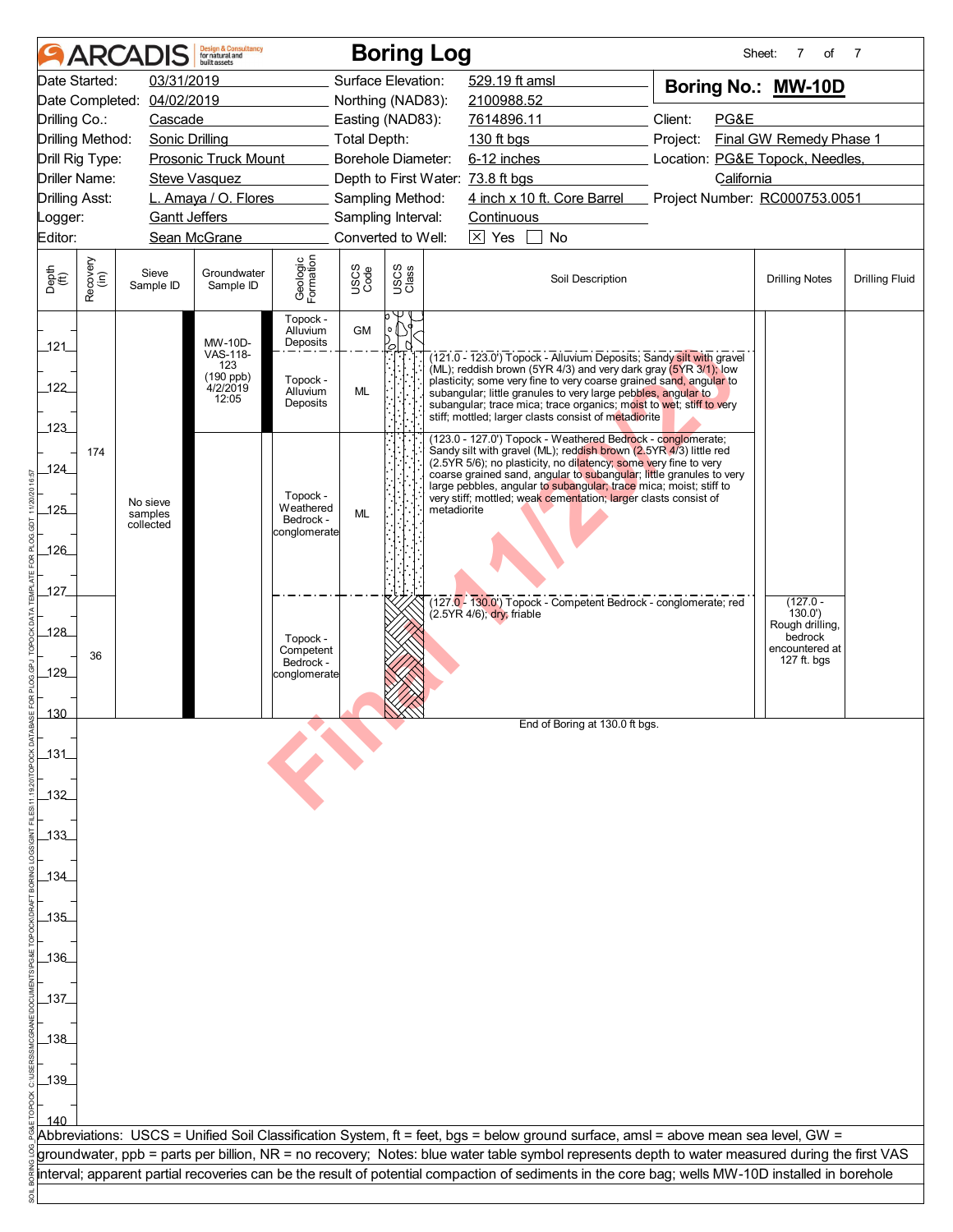# ARCADIS Design & Consultancy for natural and built assets

# Boring Log

| | | | | | |
|---|---|---|---|---|---|
| Date Started: | 03/31/2019 | Surface Elevation: | 529.19 ft amsl | **Boring No.:** | **MW-10D** |
| Date Completed: | 04/02/2019 | Northing (NAD83): | 2100988.52 | | |
| Drilling Co.: | Cascade | Easting (NAD83): | 7614896.11 | Client: | PG&E |
| Drilling Method: | Sonic Drilling | Total Depth: | 130 ft bgs | Project: | Final GW Remedy Phase 1 |
| Drill Rig Type: | Prosonic Truck Mount | Borehole Diameter: | 6-12 inches | Location: | PG&E Topock, Needles, California |
| Driller Name: | Steve Vasquez | Depth to First Water: | 73.8 ft bgs | | |
| Drilling Asst: | L. Amaya / O. Flores | Sampling Method: | 4 inch x 10 ft. Core Barrel | Project Number: | RC000753.0051 |
| Logger: | Gantt Jeffers | Sampling Interval: | Continuous | | |
| Editor: | Sean McGrane | Converted to Well: | ☒ Yes ☐ No | | |

| Depth (ft) | Recovery (in) | Sieve Sample ID | Groundwater Sample ID | Geologic Formation | USCS Code | Soil Description | Drilling Notes | Drilling Fluid |
|---|---|---|---|---|---|---|---|---|
| 120–121 | 174 | No sieve samples collected | MW-10D-VAS-118-123 (190 ppb) 4/2/2019 12:05 | Topock - Alluvium Deposits | GM | | | |
| 121–123 | | | | Topock - Alluvium Deposits | ML | (121.0 - 123.0') Topock - Alluvium Deposits; Sandy silt with gravel (ML); reddish brown (5YR 4/3) and very dark gray (5YR 3/1); low plasticity; some very fine to very coarse grained sand, angular to subangular; little granules to very large pebbles, angular to subangular; trace mica; trace organics; moist to wet; stiff to very stiff; mottled; larger clasts consist of metadiorite | | |
| 123–127 | | | | Topock - Weathered Bedrock - conglomerate | ML | (123.0 - 127.0') Topock - Weathered Bedrock - conglomerate; Sandy silt with gravel (ML); reddish brown (2.5YR 4/3) little red (2.5YR 5/6); no plasticity, no dilatency; some very fine to very coarse grained sand, angular to subangular; little granules to very large pebbles, angular to subangular; trace mica; moist; stiff to very stiff; mottled; weak cementation; larger clasts consist of metadiorite | | |
| 127–130 | 36 | | | Topock - Competent Bedrock - conglomerate | | (127.0 - 130.0') Topock - Competent Bedrock - conglomerate; red (2.5YR 4/6); dry; friable | (127.0 - 130.0') Rough drilling, bedrock encountered at 127 ft. bgs | |

End of Boring at 130.0 ft bgs.

Abbreviations: USCS = Unified Soil Classification System, ft = feet, bgs = below ground surface, amsl = above mean sea level, GW = groundwater, ppb = parts per billion, NR = no recovery; Notes: blue water table symbol represents depth to water measured during the first VAS interval; apparent partial recoveries can be the result of potential compaction of sediments in the core bag; wells MW-10D installed in borehole

Final 11/2023